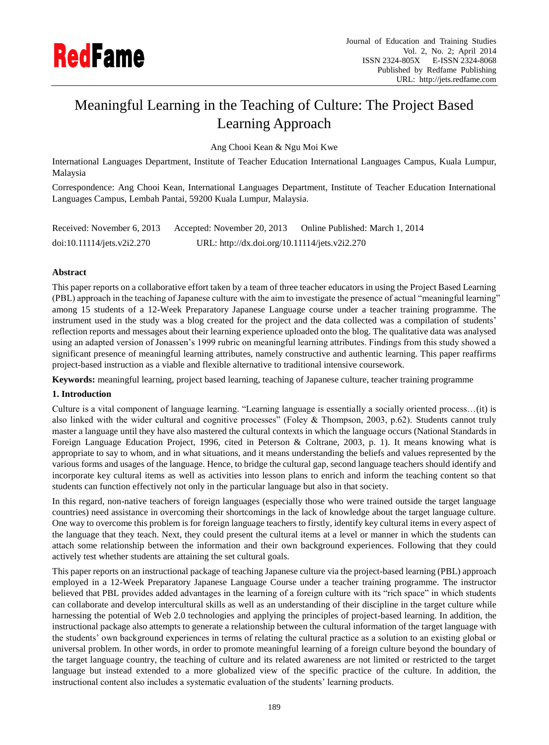# Meaningful Learning in the Teaching of Culture: The Project Based Learning Approach

Ang Chooi Kean & Ngu Moi Kwe

International Languages Department, Institute of Teacher Education International Languages Campus, Kuala Lumpur, Malaysia

Correspondence: Ang Chooi Kean, International Languages Department, Institute of Teacher Education International Languages Campus, Lembah Pantai, 59200 Kuala Lumpur, Malaysia.

Received: November 6, 2013 Accepted: November 20, 2013 Online Published: March 1, 2014

doi:10.11114/jets.v2i2.270 URL: http://dx.doi.org/10.11114/jets.v2i2.270

**Abstract**

This paper reports on a collaborative effort taken by a team of three teacher educators in using the Project Based Learning (PBL) approach in the teaching of Japanese culture with the aim to investigate the presence of actual "meaningful learning" among 15 students of a 12-Week Preparatory Japanese Language course under a teacher training programme. The instrument used in the study was a blog created for the project and the data collected was a compilation of students' reflection reports and messages about their learning experience uploaded onto the blog. The qualitative data was analysed using an adapted version of Jonassen's 1999 rubric on meaningful learning attributes. Findings from this study showed a significant presence of meaningful learning attributes, namely constructive and authentic learning. This paper reaffirms project-based instruction as a viable and flexible alternative to traditional intensive coursework.

**Keywords:** meaningful learning, project based learning, teaching of Japanese culture, teacher training programme

## 1. Introduction

Culture is a vital component of language learning. "Learning language is essentially a socially oriented process…(it) is also linked with the wider cultural and cognitive processes" (Foley & Thompson, 2003, p.62). Students cannot truly master a language until they have also mastered the cultural contexts in which the language occurs (National Standards in Foreign Language Education Project, 1996, cited in Peterson & Coltrane, 2003, p. 1). It means knowing what is appropriate to say to whom, and in what situations, and it means understanding the beliefs and values represented by the various forms and usages of the language. Hence, to bridge the cultural gap, second language teachers should identify and incorporate key cultural items as well as activities into lesson plans to enrich and inform the teaching content so that students can function effectively not only in the particular language but also in that society.

In this regard, non-native teachers of foreign languages (especially those who were trained outside the target language countries) need assistance in overcoming their shortcomings in the lack of knowledge about the target language culture. One way to overcome this problem is for foreign language teachers to firstly, identify key cultural items in every aspect of the language that they teach. Next, they could present the cultural items at a level or manner in which the students can attach some relationship between the information and their own background experiences. Following that they could actively test whether students are attaining the set cultural goals.

This paper reports on an instructional package of teaching Japanese culture via the project-based learning (PBL) approach employed in a 12-Week Preparatory Japanese Language Course under a teacher training programme. The instructor believed that PBL provides added advantages in the learning of a foreign culture with its "rich space" in which students can collaborate and develop intercultural skills as well as an understanding of their discipline in the target culture while harnessing the potential of Web 2.0 technologies and applying the principles of project-based learning. In addition, the instructional package also attempts to generate a relationship between the cultural information of the target language with the students' own background experiences in terms of relating the cultural practice as a solution to an existing global or universal problem. In other words, in order to promote meaningful learning of a foreign culture beyond the boundary of the target language country, the teaching of culture and its related awareness are not limited or restricted to the target language but instead extended to a more globalized view of the specific practice of the culture. In addition, the instructional content also includes a systematic evaluation of the students' learning products.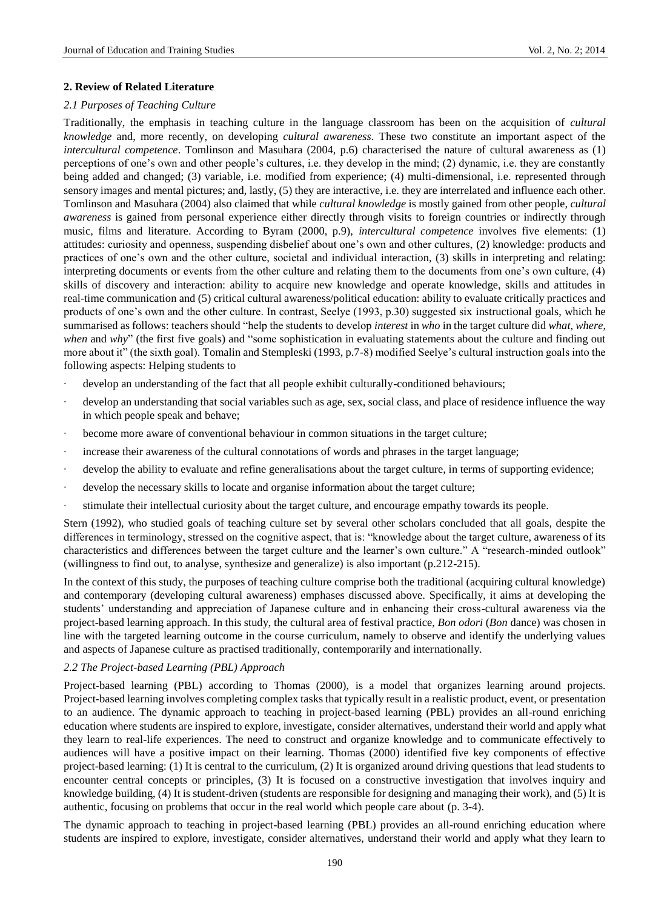## 2. Review of Related Literature

### *2.1 Purposes of Teaching Culture*

Traditionally, the emphasis in teaching culture in the language classroom has been on the acquisition of *cultural knowledge* and, more recently, on developing *cultural awareness*. These two constitute an important aspect of the *intercultural competence*. Tomlinson and Masuhara (2004, p.6) characterised the nature of cultural awareness as (1) perceptions of one's own and other people's cultures, i.e. they develop in the mind; (2) dynamic, i.e. they are constantly being added and changed; (3) variable, i.e. modified from experience; (4) multi-dimensional, i.e. represented through sensory images and mental pictures; and, lastly, (5) they are interactive, i.e. they are interrelated and influence each other. Tomlinson and Masuhara (2004) also claimed that while *cultural knowledge* is mostly gained from other people, *cultural awareness* is gained from personal experience either directly through visits to foreign countries or indirectly through music, films and literature. According to Byram (2000, p.9), *intercultural competence* involves five elements: (1) attitudes: curiosity and openness, suspending disbelief about one's own and other cultures, (2) knowledge: products and practices of one's own and the other culture, societal and individual interaction, (3) skills in interpreting and relating: interpreting documents or events from the other culture and relating them to the documents from one's own culture, (4) skills of discovery and interaction: ability to acquire new knowledge and operate knowledge, skills and attitudes in real-time communication and (5) critical cultural awareness/political education: ability to evaluate critically practices and products of one's own and the other culture. In contrast, Seelye (1993, p.30) suggested six instructional goals, which he summarised as follows: teachers should "help the students to develop *interest* in *who* in the target culture did *what*, *where*, *when* and *why*" (the first five goals) and "some sophistication in evaluating statements about the culture and finding out more about it" (the sixth goal). Tomalin and Stempleski (1993, p.7-8) modified Seelye's cultural instruction goals into the following aspects: Helping students to

- develop an understanding of the fact that all people exhibit culturally-conditioned behaviours;
- develop an understanding that social variables such as age, sex, social class, and place of residence influence the way in which people speak and behave;
- become more aware of conventional behaviour in common situations in the target culture;
- increase their awareness of the cultural connotations of words and phrases in the target language;
- develop the ability to evaluate and refine generalisations about the target culture, in terms of supporting evidence;
- develop the necessary skills to locate and organise information about the target culture;
- stimulate their intellectual curiosity about the target culture, and encourage empathy towards its people.

Stern (1992), who studied goals of teaching culture set by several other scholars concluded that all goals, despite the differences in terminology, stressed on the cognitive aspect, that is: "knowledge about the target culture, awareness of its characteristics and differences between the target culture and the learner's own culture." A "research-minded outlook" (willingness to find out, to analyse, synthesize and generalize) is also important (p.212-215).

In the context of this study, the purposes of teaching culture comprise both the traditional (acquiring cultural knowledge) and contemporary (developing cultural awareness) emphases discussed above. Specifically, it aims at developing the students' understanding and appreciation of Japanese culture and in enhancing their cross-cultural awareness via the project-based learning approach. In this study, the cultural area of festival practice, *Bon odori* (*Bon* dance) was chosen in line with the targeted learning outcome in the course curriculum, namely to observe and identify the underlying values and aspects of Japanese culture as practised traditionally, contemporarily and internationally.

### *2.2 The Project-based Learning (PBL) Approach*

Project-based learning (PBL) according to Thomas (2000), is a model that organizes learning around projects. Project-based learning involves completing complex tasks that typically result in a realistic product, event, or presentation to an audience. The dynamic approach to teaching in project-based learning (PBL) provides an all-round enriching education where students are inspired to explore, investigate, consider alternatives, understand their world and apply what they learn to real-life experiences. The need to construct and organize knowledge and to communicate effectively to audiences will have a positive impact on their learning. Thomas (2000) identified five key components of effective project-based learning: (1) It is central to the curriculum, (2) It is organized around driving questions that lead students to encounter central concepts or principles, (3) It is focused on a constructive investigation that involves inquiry and knowledge building, (4) It is student-driven (students are responsible for designing and managing their work), and (5) It is authentic, focusing on problems that occur in the real world which people care about (p. 3-4).

The dynamic approach to teaching in project-based learning (PBL) provides an all-round enriching education where students are inspired to explore, investigate, consider alternatives, understand their world and apply what they learn to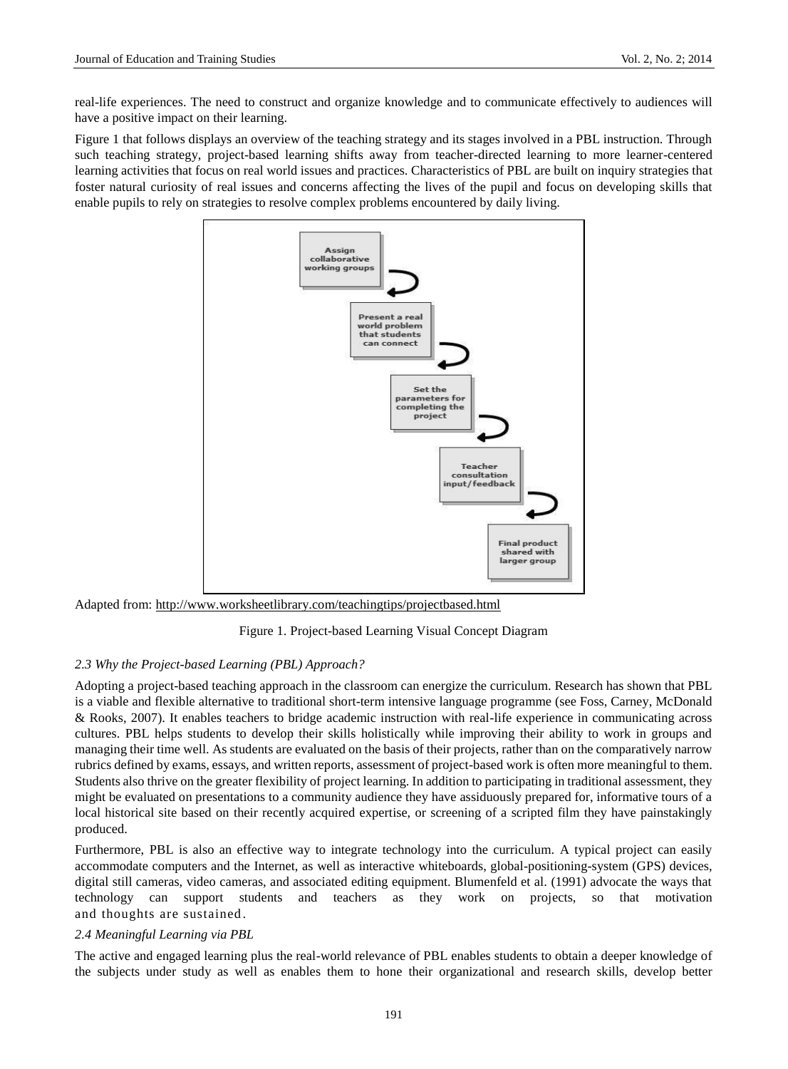real-life experiences. The need to construct and organize knowledge and to communicate effectively to audiences will have a positive impact on their learning.

Figure 1 that follows displays an overview of the teaching strategy and its stages involved in a PBL instruction. Through such teaching strategy, project-based learning shifts away from teacher-directed learning to more learner-centered learning activities that focus on real world issues and practices. Characteristics of PBL are built on inquiry strategies that foster natural curiosity of real issues and concerns affecting the lives of the pupil and focus on developing skills that enable pupils to rely on strategies to resolve complex problems encountered by daily living.

Assign collaborative working groups

Present a real world problem that students can connect

Set the parameters for completing the project

Teacher consultation input/feedback

Final product shared with larger group

Adapted from: http://www.worksheetlibrary.com/teachingtips/projectbased.html

Figure 1. Project-based Learning Visual Concept Diagram

### *2.3 Why the Project-based Learning (PBL) Approach?*

Adopting a project-based teaching approach in the classroom can energize the curriculum. Research has shown that PBL is a viable and flexible alternative to traditional short-term intensive language programme (see Foss, Carney, McDonald & Rooks, 2007). It enables teachers to bridge academic instruction with real-life experience in communicating across cultures. PBL helps students to develop their skills holistically while improving their ability to work in groups and managing their time well. As students are evaluated on the basis of their projects, rather than on the comparatively narrow rubrics defined by exams, essays, and written reports, assessment of project-based work is often more meaningful to them. Students also thrive on the greater flexibility of project learning. In addition to participating in traditional assessment, they might be evaluated on presentations to a community audience they have assiduously prepared for, informative tours of a local historical site based on their recently acquired expertise, or screening of a scripted film they have painstakingly produced.

Furthermore, PBL is also an effective way to integrate technology into the curriculum. A typical project can easily accommodate computers and the Internet, as well as interactive whiteboards, global-positioning-system (GPS) devices, digital still cameras, video cameras, and associated editing equipment. Blumenfeld et al. (1991) advocate the ways that technology can support students and teachers as they work on projects, so that motivation and thoughts are sustained.

### *2.4 Meaningful Learning via PBL*

The active and engaged learning plus the real-world relevance of PBL enables students to obtain a deeper knowledge of the subjects under study as well as enables them to hone their organizational and research skills, develop better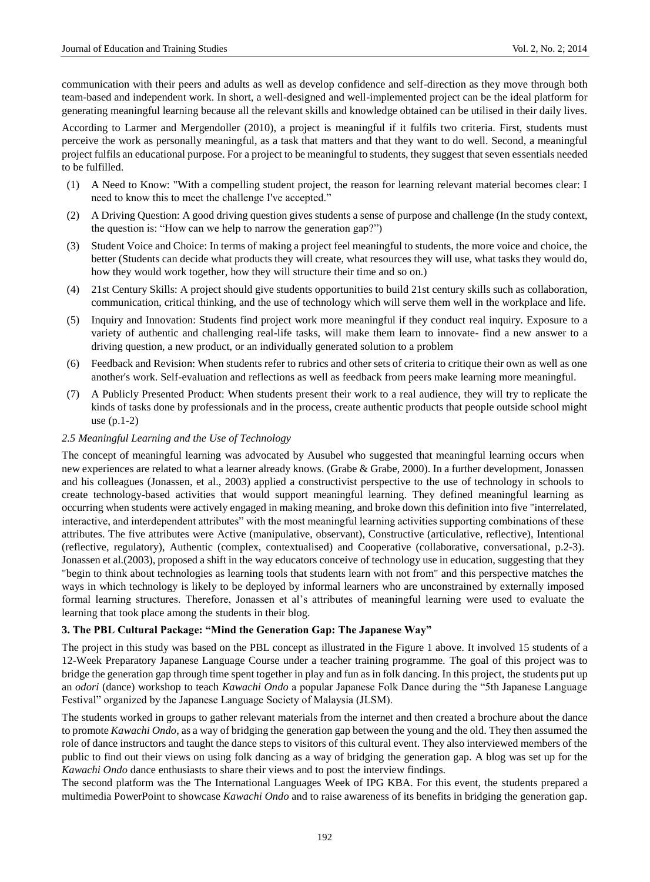communication with their peers and adults as well as develop confidence and self-direction as they move through both team-based and independent work. In short, a well-designed and well-implemented project can be the ideal platform for generating meaningful learning because all the relevant skills and knowledge obtained can be utilised in their daily lives.

According to Larmer and Mergendoller (2010), a project is meaningful if it fulfils two criteria. First, students must perceive the work as personally meaningful, as a task that matters and that they want to do well. Second, a meaningful project fulfils an educational purpose. For a project to be meaningful to students, they suggest that seven essentials needed to be fulfilled.

(1) A Need to Know: "With a compelling student project, the reason for learning relevant material becomes clear: I need to know this to meet the challenge I've accepted."

(2) A Driving Question: A good driving question gives students a sense of purpose and challenge (In the study context, the question is: "How can we help to narrow the generation gap?")

(3) Student Voice and Choice: In terms of making a project feel meaningful to students, the more voice and choice, the better (Students can decide what products they will create, what resources they will use, what tasks they would do, how they would work together, how they will structure their time and so on.)

(4) 21st Century Skills: A project should give students opportunities to build 21st century skills such as collaboration, communication, critical thinking, and the use of technology which will serve them well in the workplace and life.

(5) Inquiry and Innovation: Students find project work more meaningful if they conduct real inquiry. Exposure to a variety of authentic and challenging real-life tasks, will make them learn to innovate- find a new answer to a driving question, a new product, or an individually generated solution to a problem

(6) Feedback and Revision: When students refer to rubrics and other sets of criteria to critique their own as well as one another's work. Self-evaluation and reflections as well as feedback from peers make learning more meaningful.

(7) A Publicly Presented Product: When students present their work to a real audience, they will try to replicate the kinds of tasks done by professionals and in the process, create authentic products that people outside school might use (p.1-2)

### *2.5 Meaningful Learning and the Use of Technology*

The concept of meaningful learning was advocated by Ausubel who suggested that meaningful learning occurs when new experiences are related to what a learner already knows. (Grabe & Grabe, 2000). In a further development, Jonassen and his colleagues (Jonassen, et al., 2003) applied a constructivist perspective to the use of technology in schools to create technology-based activities that would support meaningful learning. They defined meaningful learning as occurring when students were actively engaged in making meaning, and broke down this definition into five "interrelated, interactive, and interdependent attributes" with the most meaningful learning activities supporting combinations of these attributes. The five attributes were Active (manipulative, observant), Constructive (articulative, reflective), Intentional (reflective, regulatory), Authentic (complex, contextualised) and Cooperative (collaborative, conversational, p.2-3). Jonassen et al.(2003), proposed a shift in the way educators conceive of technology use in education, suggesting that they "begin to think about technologies as learning tools that students learn with not from" and this perspective matches the ways in which technology is likely to be deployed by informal learners who are unconstrained by externally imposed formal learning structures. Therefore, Jonassen et al's attributes of meaningful learning were used to evaluate the learning that took place among the students in their blog.

## 3. The PBL Cultural Package: "Mind the Generation Gap: The Japanese Way"

The project in this study was based on the PBL concept as illustrated in the Figure 1 above. It involved 15 students of a 12-Week Preparatory Japanese Language Course under a teacher training programme. The goal of this project was to bridge the generation gap through time spent together in play and fun as in folk dancing. In this project, the students put up an *odori* (dance) workshop to teach *Kawachi Ondo* a popular Japanese Folk Dance during the "5th Japanese Language Festival" organized by the Japanese Language Society of Malaysia (JLSM).

The students worked in groups to gather relevant materials from the internet and then created a brochure about the dance to promote *Kawachi Ondo*, as a way of bridging the generation gap between the young and the old. They then assumed the role of dance instructors and taught the dance steps to visitors of this cultural event. They also interviewed members of the public to find out their views on using folk dancing as a way of bridging the generation gap. A blog was set up for the *Kawachi Ondo* dance enthusiasts to share their views and to post the interview findings.

The second platform was the The International Languages Week of IPG KBA. For this event, the students prepared a multimedia PowerPoint to showcase *Kawachi Ondo* and to raise awareness of its benefits in bridging the generation gap.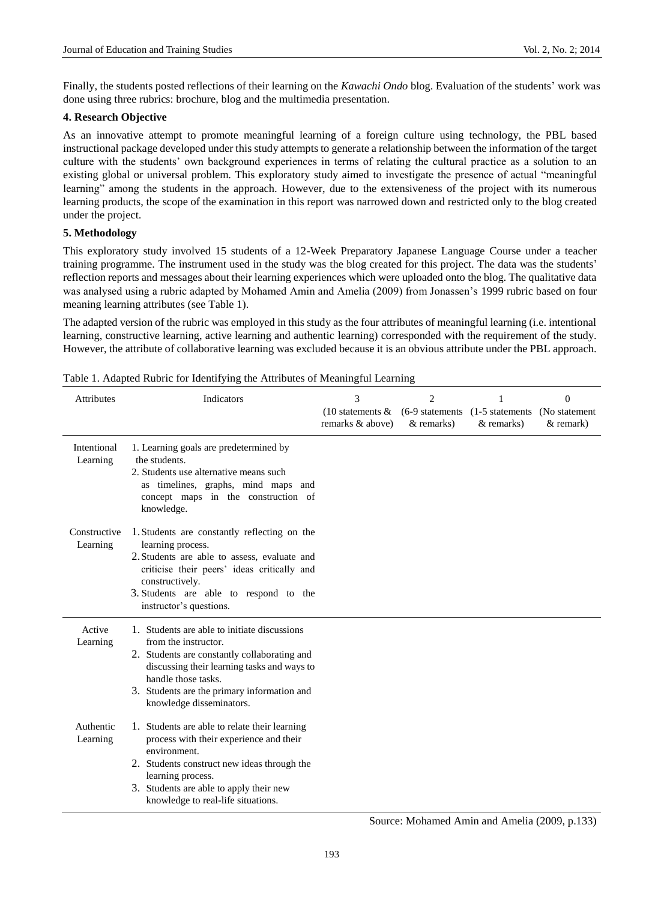Finally, the students posted reflections of their learning on the *Kawachi Ondo* blog. Evaluation of the students' work was done using three rubrics: brochure, blog and the multimedia presentation.

**4. Research Objective**

As an innovative attempt to promote meaningful learning of a foreign culture using technology, the PBL based instructional package developed under this study attempts to generate a relationship between the information of the target culture with the students' own background experiences in terms of relating the cultural practice as a solution to an existing global or universal problem. This exploratory study aimed to investigate the presence of actual "meaningful learning" among the students in the approach. However, due to the extensiveness of the project with its numerous learning products, the scope of the examination in this report was narrowed down and restricted only to the blog created under the project.

**5. Methodology**

This exploratory study involved 15 students of a 12-Week Preparatory Japanese Language Course under a teacher training programme. The instrument used in the study was the blog created for this project. The data was the students' reflection reports and messages about their learning experiences which were uploaded onto the blog. The qualitative data was analysed using a rubric adapted by Mohamed Amin and Amelia (2009) from Jonassen's 1999 rubric based on four meaning learning attributes (see Table 1).

The adapted version of the rubric was employed in this study as the four attributes of meaningful learning (i.e. intentional learning, constructive learning, active learning and authentic learning) corresponded with the requirement of the study. However, the attribute of collaborative learning was excluded because it is an obvious attribute under the PBL approach.

Table 1. Adapted Rubric for Identifying the Attributes of Meaningful Learning

| Attributes | Indicators | 3 (10 statements & remarks & above) | 2 (6-9 statements & remarks) | 1 (1-5 statements & remarks) | 0 (No statement & remark) |
|---|---|---|---|---|---|
| Intentional Learning | 1. Learning goals are predetermined by the students.<br>2. Students use alternative means such as timelines, graphs, mind maps and concept maps in the construction of knowledge. | | | | |
| Constructive Learning | 1. Students are constantly reflecting on the learning process.<br>2. Students are able to assess, evaluate and criticise their peers' ideas critically and constructively.<br>3. Students are able to respond to the instructor's questions. | | | | |
| Active Learning | 1. Students are able to initiate discussions from the instructor.<br>2. Students are constantly collaborating and discussing their learning tasks and ways to handle those tasks.<br>3. Students are the primary information and knowledge disseminators. | | | | |
| Authentic Learning | 1. Students are able to relate their learning process with their experience and their environment.<br>2. Students construct new ideas through the learning process.<br>3. Students are able to apply their new knowledge to real-life situations. | | | | |

Source: Mohamed Amin and Amelia (2009, p.133)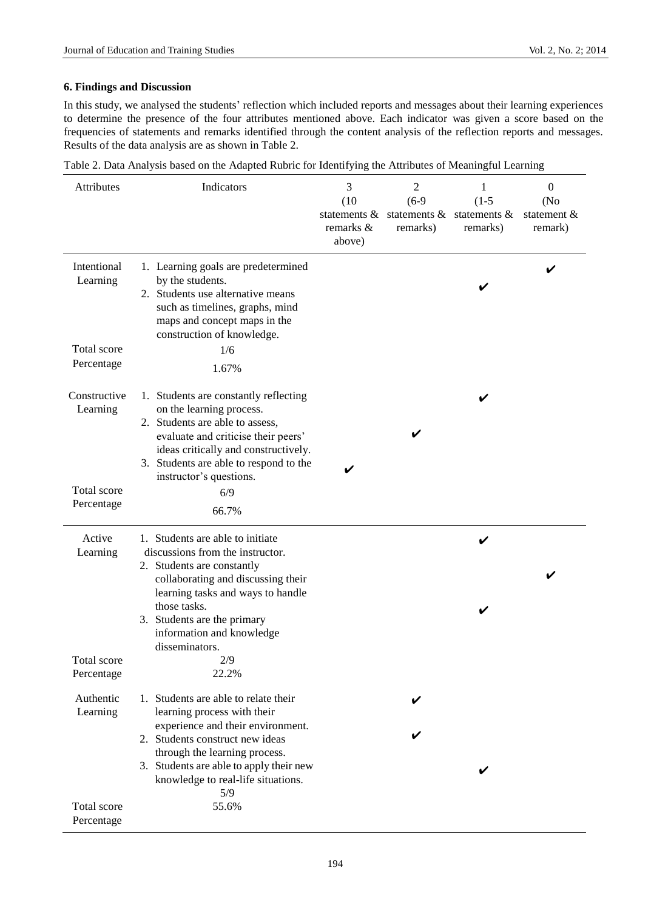## 6. Findings and Discussion

In this study, we analysed the students' reflection which included reports and messages about their learning experiences to determine the presence of the four attributes mentioned above. Each indicator was given a score based on the frequencies of statements and remarks identified through the content analysis of the reflection reports and messages. Results of the data analysis are as shown in Table 2.

Table 2. Data Analysis based on the Adapted Rubric for Identifying the Attributes of Meaningful Learning

| Attributes | Indicators | 3 (10 statements & remarks & above) | 2 (6-9 statements & remarks) | 1 (1-5 statements & remarks) | 0 (No statement & remark) |
|---|---|---|---|---|---|
| Intentional Learning | 1. Learning goals are predetermined by the students. | | | | ✔ |
| | 2. Students use alternative means such as timelines, graphs, mind maps and concept maps in the construction of knowledge. | | | ✔ | |
| Total score | 1/6 | | | | |
| Percentage | 1.67% | | | | |
| Constructive Learning | 1. Students are constantly reflecting on the learning process. | | | ✔ | |
| | 2. Students are able to assess, evaluate and criticise their peers' ideas critically and constructively. | | ✔ | | |
| | 3. Students are able to respond to the instructor's questions. | ✔ | | | |
| Total score | 6/9 | | | | |
| Percentage | 66.7% | | | | |
| Active Learning | 1. Students are able to initiate discussions from the instructor. | | | ✔ | |
| | 2. Students are constantly collaborating and discussing their learning tasks and ways to handle those tasks. | | | | ✔ |
| | 3. Students are the primary information and knowledge disseminators. | | | ✔ | |
| Total score | 2/9 | | | | |
| Percentage | 22.2% | | | | |
| Authentic Learning | 1. Students are able to relate their learning process with their experience and their environment. | | ✔ | | |
| | 2. Students construct new ideas through the learning process. | | ✔ | | |
| | 3. Students are able to apply their new knowledge to real-life situations. | | | ✔ | |
| Total score | 5/9 | | | | |
| Percentage | 55.6% | | | | |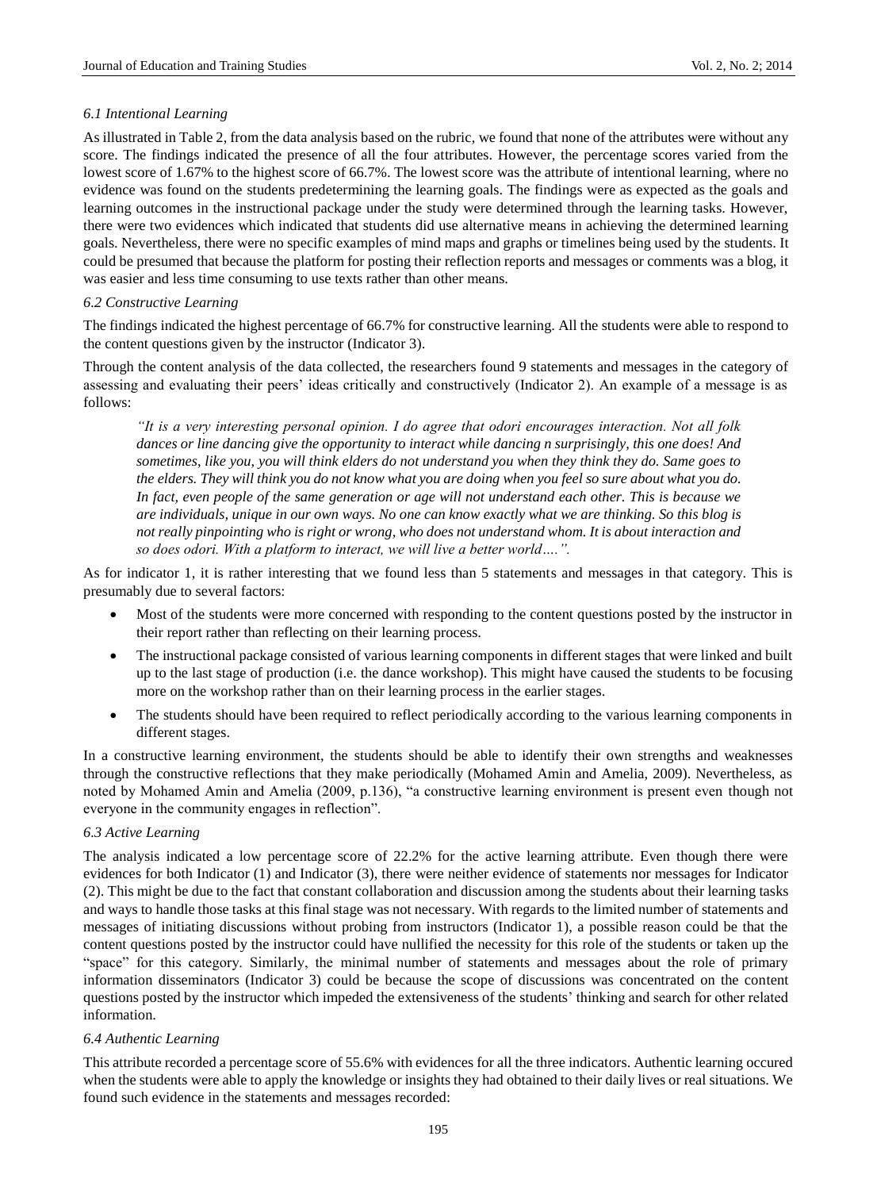### *6.1 Intentional Learning*

As illustrated in Table 2, from the data analysis based on the rubric, we found that none of the attributes were without any score. The findings indicated the presence of all the four attributes. However, the percentage scores varied from the lowest score of 1.67% to the highest score of 66.7%. The lowest score was the attribute of intentional learning, where no evidence was found on the students predetermining the learning goals. The findings were as expected as the goals and learning outcomes in the instructional package under the study were determined through the learning tasks. However, there were two evidences which indicated that students did use alternative means in achieving the determined learning goals. Nevertheless, there were no specific examples of mind maps and graphs or timelines being used by the students. It could be presumed that because the platform for posting their reflection reports and messages or comments was a blog, it was easier and less time consuming to use texts rather than other means.

### *6.2 Constructive Learning*

The findings indicated the highest percentage of 66.7% for constructive learning. All the students were able to respond to the content questions given by the instructor (Indicator 3).

Through the content analysis of the data collected, the researchers found 9 statements and messages in the category of assessing and evaluating their peers' ideas critically and constructively (Indicator 2). An example of a message is as follows:

> *"It is a very interesting personal opinion. I do agree that odori encourages interaction. Not all folk dances or line dancing give the opportunity to interact while dancing n surprisingly, this one does! And sometimes, like you, you will think elders do not understand you when they think they do. Same goes to the elders. They will think you do not know what you are doing when you feel so sure about what you do. In fact, even people of the same generation or age will not understand each other. This is because we are individuals, unique in our own ways. No one can know exactly what we are thinking. So this blog is not really pinpointing who is right or wrong, who does not understand whom. It is about interaction and so does odori. With a platform to interact, we will live a better world….".*

As for indicator 1, it is rather interesting that we found less than 5 statements and messages in that category. This is presumably due to several factors:

- Most of the students were more concerned with responding to the content questions posted by the instructor in their report rather than reflecting on their learning process.
- The instructional package consisted of various learning components in different stages that were linked and built up to the last stage of production (i.e. the dance workshop). This might have caused the students to be focusing more on the workshop rather than on their learning process in the earlier stages.
- The students should have been required to reflect periodically according to the various learning components in different stages.

In a constructive learning environment, the students should be able to identify their own strengths and weaknesses through the constructive reflections that they make periodically (Mohamed Amin and Amelia, 2009). Nevertheless, as noted by Mohamed Amin and Amelia (2009, p.136), "a constructive learning environment is present even though not everyone in the community engages in reflection".

### *6.3 Active Learning*

The analysis indicated a low percentage score of 22.2% for the active learning attribute. Even though there were evidences for both Indicator (1) and Indicator (3), there were neither evidence of statements nor messages for Indicator (2). This might be due to the fact that constant collaboration and discussion among the students about their learning tasks and ways to handle those tasks at this final stage was not necessary. With regards to the limited number of statements and messages of initiating discussions without probing from instructors (Indicator 1), a possible reason could be that the content questions posted by the instructor could have nullified the necessity for this role of the students or taken up the "space" for this category. Similarly, the minimal number of statements and messages about the role of primary information disseminators (Indicator 3) could be because the scope of discussions was concentrated on the content questions posted by the instructor which impeded the extensiveness of the students' thinking and search for other related information.

### *6.4 Authentic Learning*

This attribute recorded a percentage score of 55.6% with evidences for all the three indicators. Authentic learning occured when the students were able to apply the knowledge or insights they had obtained to their daily lives or real situations. We found such evidence in the statements and messages recorded: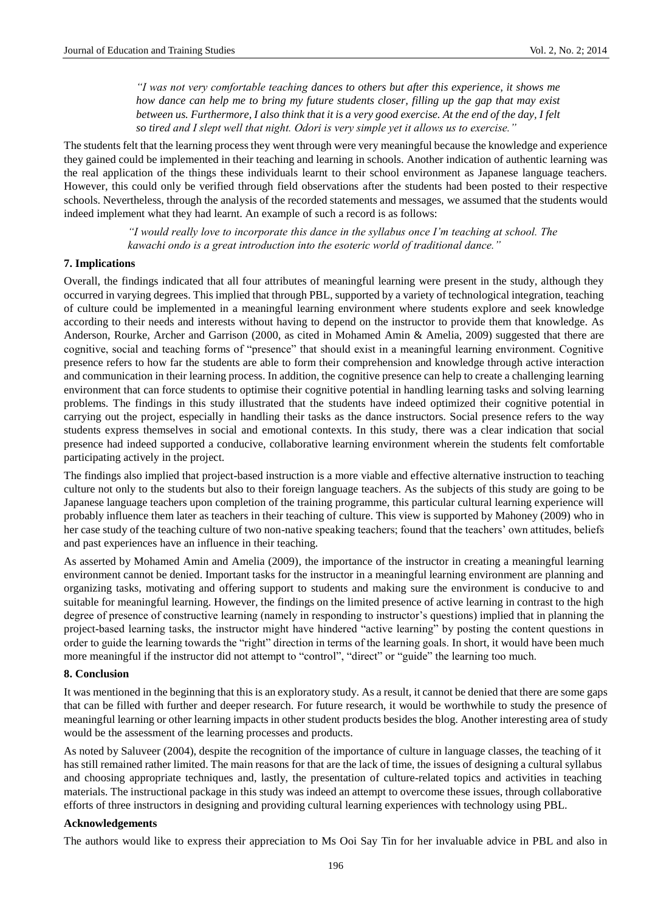> *"I was not very comfortable teaching dances to others but after this experience, it shows me how dance can help me to bring my future students closer, filling up the gap that may exist between us. Furthermore, I also think that it is a very good exercise. At the end of the day, I felt so tired and I slept well that night. Odori is very simple yet it allows us to exercise."*

The students felt that the learning process they went through were very meaningful because the knowledge and experience they gained could be implemented in their teaching and learning in schools. Another indication of authentic learning was the real application of the things these individuals learnt to their school environment as Japanese language teachers. However, this could only be verified through field observations after the students had been posted to their respective schools. Nevertheless, through the analysis of the recorded statements and messages, we assumed that the students would indeed implement what they had learnt. An example of such a record is as follows:

> *"I would really love to incorporate this dance in the syllabus once I'm teaching at school. The kawachi ondo is a great introduction into the esoteric world of traditional dance."*

### 7. Implications

Overall, the findings indicated that all four attributes of meaningful learning were present in the study, although they occurred in varying degrees. This implied that through PBL, supported by a variety of technological integration, teaching of culture could be implemented in a meaningful learning environment where students explore and seek knowledge according to their needs and interests without having to depend on the instructor to provide them that knowledge. As Anderson, Rourke, Archer and Garrison (2000, as cited in Mohamed Amin & Amelia, 2009) suggested that there are cognitive, social and teaching forms of "presence" that should exist in a meaningful learning environment. Cognitive presence refers to how far the students are able to form their comprehension and knowledge through active interaction and communication in their learning process. In addition, the cognitive presence can help to create a challenging learning environment that can force students to optimise their cognitive potential in handling learning tasks and solving learning problems. The findings in this study illustrated that the students have indeed optimized their cognitive potential in carrying out the project, especially in handling their tasks as the dance instructors. Social presence refers to the way students express themselves in social and emotional contexts. In this study, there was a clear indication that social presence had indeed supported a conducive, collaborative learning environment wherein the students felt comfortable participating actively in the project.

The findings also implied that project-based instruction is a more viable and effective alternative instruction to teaching culture not only to the students but also to their foreign language teachers. As the subjects of this study are going to be Japanese language teachers upon completion of the training programme, this particular cultural learning experience will probably influence them later as teachers in their teaching of culture. This view is supported by Mahoney (2009) who in her case study of the teaching culture of two non-native speaking teachers; found that the teachers' own attitudes, beliefs and past experiences have an influence in their teaching.

As asserted by Mohamed Amin and Amelia (2009), the importance of the instructor in creating a meaningful learning environment cannot be denied. Important tasks for the instructor in a meaningful learning environment are planning and organizing tasks, motivating and offering support to students and making sure the environment is conducive to and suitable for meaningful learning. However, the findings on the limited presence of active learning in contrast to the high degree of presence of constructive learning (namely in responding to instructor's questions) implied that in planning the project-based learning tasks, the instructor might have hindered "active learning" by posting the content questions in order to guide the learning towards the "right" direction in terms of the learning goals. In short, it would have been much more meaningful if the instructor did not attempt to "control", "direct" or "guide" the learning too much.

### 8. Conclusion

It was mentioned in the beginning that this is an exploratory study. As a result, it cannot be denied that there are some gaps that can be filled with further and deeper research. For future research, it would be worthwhile to study the presence of meaningful learning or other learning impacts in other student products besides the blog. Another interesting area of study would be the assessment of the learning processes and products.

As noted by Saluveer (2004), despite the recognition of the importance of culture in language classes, the teaching of it has still remained rather limited. The main reasons for that are the lack of time, the issues of designing a cultural syllabus and choosing appropriate techniques and, lastly, the presentation of culture-related topics and activities in teaching materials. The instructional package in this study was indeed an attempt to overcome these issues, through collaborative efforts of three instructors in designing and providing cultural learning experiences with technology using PBL.

### Acknowledgements

The authors would like to express their appreciation to Ms Ooi Say Tin for her invaluable advice in PBL and also in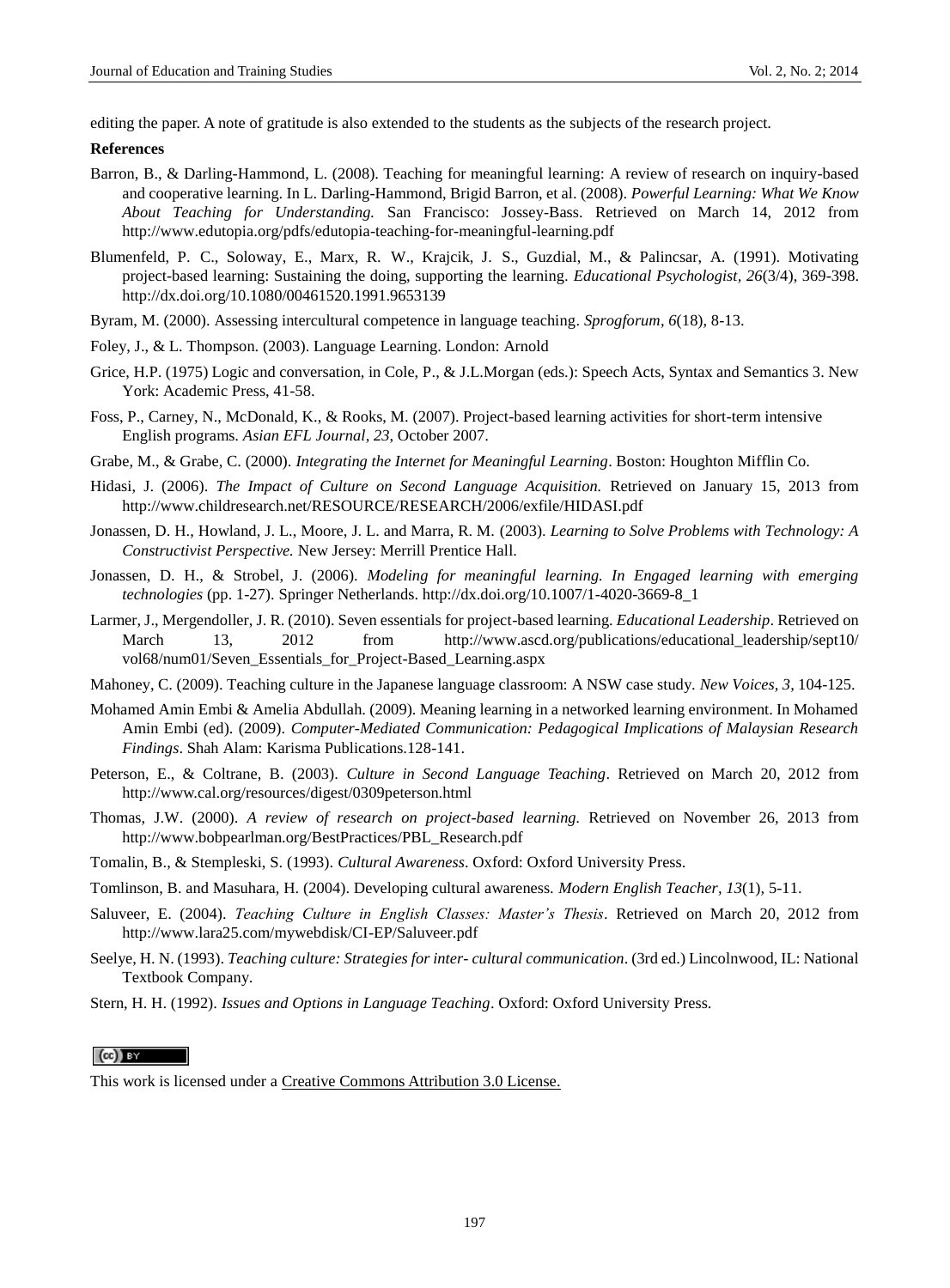editing the paper. A note of gratitude is also extended to the students as the subjects of the research project.

**References**

Barron, B., & Darling-Hammond, L. (2008). Teaching for meaningful learning: A review of research on inquiry-based and cooperative learning. In L. Darling-Hammond, Brigid Barron, et al. (2008). *Powerful Learning: What We Know About Teaching for Understanding.* San Francisco: Jossey-Bass. Retrieved on March 14, 2012 from http://www.edutopia.org/pdfs/edutopia-teaching-for-meaningful-learning.pdf

Blumenfeld, P. C., Soloway, E., Marx, R. W., Krajcik, J. S., Guzdial, M., & Palincsar, A. (1991). Motivating project-based learning: Sustaining the doing, supporting the learning. *Educational Psychologist, 26*(3/4), 369-398. http://dx.doi.org/10.1080/00461520.1991.9653139

Byram, M. (2000). Assessing intercultural competence in language teaching. *Sprogforum, 6*(18), 8-13.

Foley, J., & L. Thompson. (2003). Language Learning. London: Arnold

Grice, H.P. (1975) Logic and conversation, in Cole, P., & J.L.Morgan (eds.): Speech Acts, Syntax and Semantics 3. New York: Academic Press, 41-58.

Foss, P., Carney, N., McDonald, K., & Rooks, M. (2007). Project-based learning activities for short-term intensive English programs. *Asian EFL Journal, 23*, October 2007.

Grabe, M., & Grabe, C. (2000). *Integrating the Internet for Meaningful Learning*. Boston: Houghton Mifflin Co.

Hidasi, J. (2006). *The Impact of Culture on Second Language Acquisition.* Retrieved on January 15, 2013 from http://www.childresearch.net/RESOURCE/RESEARCH/2006/exfile/HIDASI.pdf

Jonassen, D. H., Howland, J. L., Moore, J. L. and Marra, R. M. (2003). *Learning to Solve Problems with Technology: A Constructivist Perspective.* New Jersey: Merrill Prentice Hall.

Jonassen, D. H., & Strobel, J. (2006). *Modeling for meaningful learning. In Engaged learning with emerging technologies* (pp. 1-27). Springer Netherlands. http://dx.doi.org/10.1007/1-4020-3669-8_1

Larmer, J., Mergendoller, J. R. (2010). Seven essentials for project-based learning. *Educational Leadership*. Retrieved on March 13, 2012 from http://www.ascd.org/publications/educational_leadership/sept10/vol68/num01/Seven_Essentials_for_Project-Based_Learning.aspx

Mahoney, C. (2009). Teaching culture in the Japanese language classroom: A NSW case study. *New Voices, 3*, 104-125.

Mohamed Amin Embi & Amelia Abdullah. (2009). Meaning learning in a networked learning environment. In Mohamed Amin Embi (ed). (2009). *Computer-Mediated Communication: Pedagogical Implications of Malaysian Research Findings*. Shah Alam: Karisma Publications.128-141.

Peterson, E., & Coltrane, B. (2003). *Culture in Second Language Teaching*. Retrieved on March 20, 2012 from http://www.cal.org/resources/digest/0309peterson.html

Thomas, J.W. (2000). *A review of research on project-based learning.* Retrieved on November 26, 2013 from http://www.bobpearlman.org/BestPractices/PBL_Research.pdf

Tomalin, B., & Stempleski, S. (1993). *Cultural Awareness*. Oxford: Oxford University Press.

Tomlinson, B. and Masuhara, H. (2004). Developing cultural awareness. *Modern English Teacher, 13*(1), 5-11.

Saluveer, E. (2004). *Teaching Culture in English Classes: Master's Thesis*. Retrieved on March 20, 2012 from http://www.lara25.com/mywebdisk/CI-EP/Saluveer.pdf

Seelye, H. N. (1993). *Teaching culture: Strategies for inter- cultural communication*. (3rd ed.) Lincolnwood, IL: National Textbook Company.

Stern, H. H. (1992). *Issues and Options in Language Teaching*. Oxford: Oxford University Press.

This work is licensed under a Creative Commons Attribution 3.0 License.